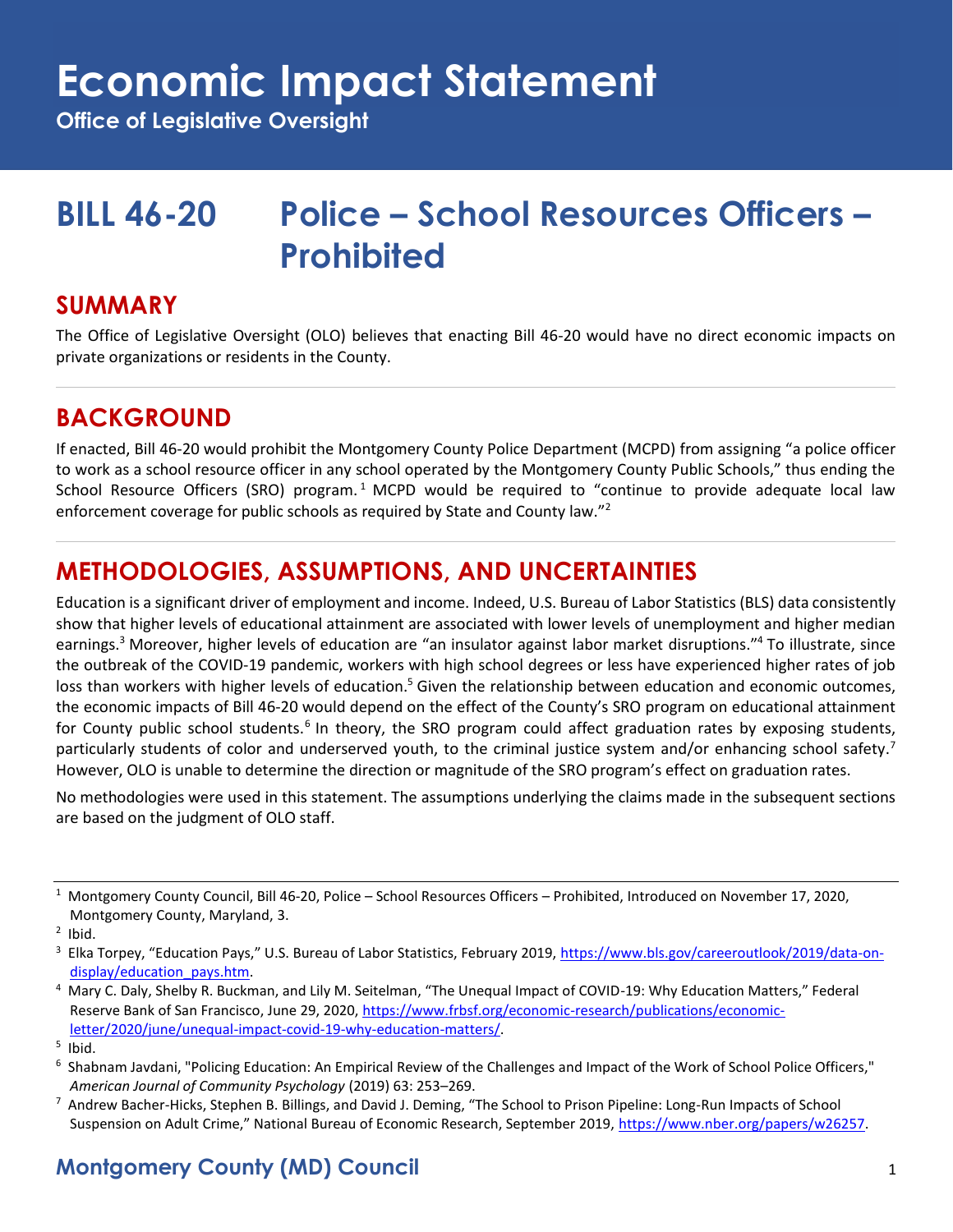# Economic Impact Statement

**Office of Legislative Oversight**

# BILL 46-20 Police – School Resources Officers – Prohibited

## SUMMARY

The Office of Legislative Oversight (OLO) believes that enacting Bill 46-20 would have no direct economic impacts on private organizations or residents in the County.

## BACKGROUND

If enacted, Bill 46-20 would prohibit the Montgomery County Police Department (MCPD) from assigning "a police officer to work as a school resource officer in any school operated by the Montgomery County Public Schools," thus ending the School Resource Officers (SRO) program.[1] MCPD would be required to "continue to provide adequate local law enforcement coverage for public schools as required by State and County law."[2]

## METHODOLOGIES, ASSUMPTIONS, AND UNCERTAINTIES

Education is a significant driver of employment and income. Indeed, U.S. Bureau of Labor Statistics (BLS) data consistently show that higher levels of educational attainment are associated with lower levels of unemployment and higher median earnings.[3] Moreover, higher levels of education are "an insulator against labor market disruptions."[4] To illustrate, since the outbreak of the COVID-19 pandemic, workers with high school degrees or less have experienced higher rates of job loss than workers with higher levels of education.[5] Given the relationship between education and economic outcomes, the economic impacts of Bill 46-20 would depend on the effect of the County's SRO program on educational attainment for County public school students.[6] In theory, the SRO program could affect graduation rates by exposing students, particularly students of color and underserved youth, to the criminal justice system and/or enhancing school safety.[7] However, OLO is unable to determine the direction or magnitude of the SRO program's effect on graduation rates.

No methodologies were used in this statement. The assumptions underlying the claims made in the subsequent sections are based on the judgment of OLO staff.

---

[1] Montgomery County Council, Bill 46-20, Police – School Resources Officers – Prohibited, Introduced on November 17, 2020, Montgomery County, Maryland, 3.

[2] Ibid.

[3] Elka Torpey, "Education Pays," U.S. Bureau of Labor Statistics, February 2019, https://www.bls.gov/careeroutlook/2019/data-on-display/education_pays.htm.

[4] Mary C. Daly, Shelby R. Buckman, and Lily M. Seitelman, "The Unequal Impact of COVID-19: Why Education Matters," Federal Reserve Bank of San Francisco, June 29, 2020, https://www.frbsf.org/economic-research/publications/economic-letter/2020/june/unequal-impact-covid-19-why-education-matters/.

[5] Ibid.

[6] Shabnam Javdani, "Policing Education: An Empirical Review of the Challenges and Impact of the Work of School Police Officers," *American Journal of Community Psychology* (2019) 63: 253–269.

[7] Andrew Bacher-Hicks, Stephen B. Billings, and David J. Deming, "The School to Prison Pipeline: Long-Run Impacts of School Suspension on Adult Crime," National Bureau of Economic Research, September 2019, https://www.nber.org/papers/w26257.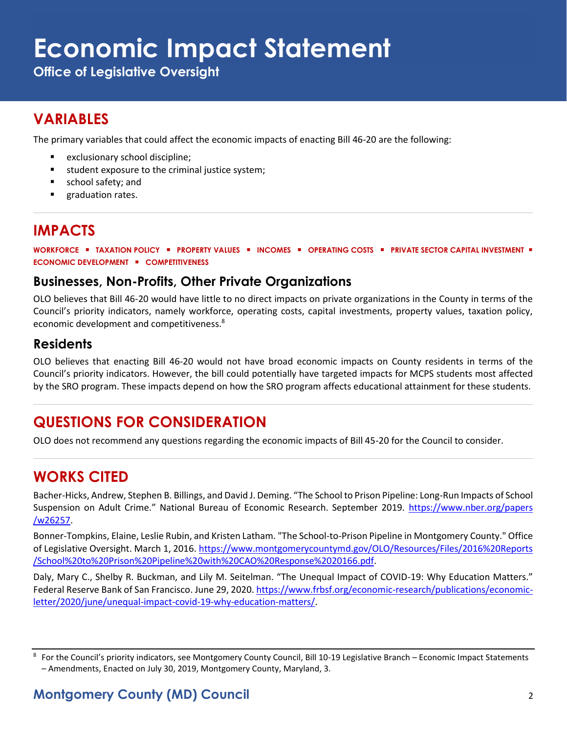# Economic Impact Statement

**Office of Legislative Oversight**

## VARIABLES

The primary variables that could affect the economic impacts of enacting Bill 46-20 are the following:

- exclusionary school discipline;
- student exposure to the criminal justice system;
- school safety; and
- graduation rates.

## IMPACTS

**WORKFORCE ▪ TAXATION POLICY ▪ PROPERTY VALUES ▪ INCOMES ▪ OPERATING COSTS ▪ PRIVATE SECTOR CAPITAL INVESTMENT ▪ ECONOMIC DEVELOPMENT ▪ COMPETITIVENESS**

### Businesses, Non-Profits, Other Private Organizations

OLO believes that Bill 46-20 would have little to no direct impacts on private organizations in the County in terms of the Council's priority indicators, namely workforce, operating costs, capital investments, property values, taxation policy, economic development and competitiveness.[8]

### Residents

OLO believes that enacting Bill 46-20 would not have broad economic impacts on County residents in terms of the Council's priority indicators. However, the bill could potentially have targeted impacts for MCPS students most affected by the SRO program. These impacts depend on how the SRO program affects educational attainment for these students.

## QUESTIONS FOR CONSIDERATION

OLO does not recommend any questions regarding the economic impacts of Bill 45-20 for the Council to consider.

## WORKS CITED

Bacher-Hicks, Andrew, Stephen B. Billings, and David J. Deming. "The School to Prison Pipeline: Long-Run Impacts of School Suspension on Adult Crime." National Bureau of Economic Research. September 2019. https://www.nber.org/papers/w26257.

Bonner-Tompkins, Elaine, Leslie Rubin, and Kristen Latham. "The School-to-Prison Pipeline in Montgomery County." Office of Legislative Oversight. March 1, 2016. https://www.montgomerycountymd.gov/OLO/Resources/Files/2016%20Reports/School%20to%20Prison%20Pipeline%20with%20CAO%20Response%2020166.pdf.

Daly, Mary C., Shelby R. Buckman, and Lily M. Seitelman. "The Unequal Impact of COVID-19: Why Education Matters." Federal Reserve Bank of San Francisco. June 29, 2020. https://www.frbsf.org/economic-research/publications/economic-letter/2020/june/unequal-impact-covid-19-why-education-matters/.

---

[8] For the Council's priority indicators, see Montgomery County Council, Bill 10-19 Legislative Branch – Economic Impact Statements – Amendments, Enacted on July 30, 2019, Montgomery County, Maryland, 3.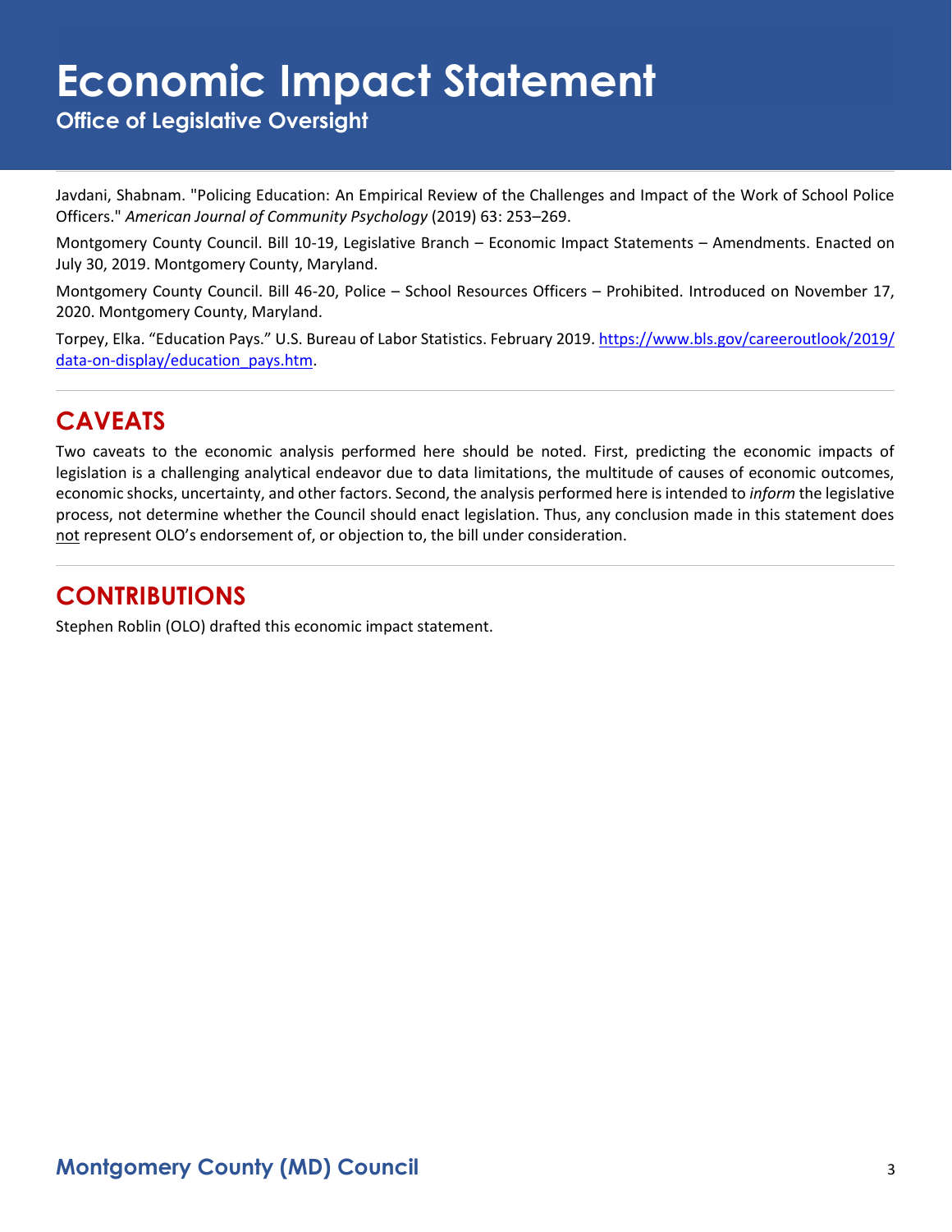Javdani, Shabnam. "Policing Education: An Empirical Review of the Challenges and Impact of the Work of School Police Officers." *American Journal of Community Psychology* (2019) 63: 253–269.

Montgomery County Council. Bill 10-19, Legislative Branch – Economic Impact Statements – Amendments. Enacted on July 30, 2019. Montgomery County, Maryland.

Montgomery County Council. Bill 46-20, Police – School Resources Officers – Prohibited. Introduced on November 17, 2020. Montgomery County, Maryland.

Torpey, Elka. "Education Pays." U.S. Bureau of Labor Statistics. February 2019. https://www.bls.gov/careeroutlook/2019/data-on-display/education_pays.htm.

## CAVEATS

Two caveats to the economic analysis performed here should be noted. First, predicting the economic impacts of legislation is a challenging analytical endeavor due to data limitations, the multitude of causes of economic outcomes, economic shocks, uncertainty, and other factors. Second, the analysis performed here is intended to *inform* the legislative process, not determine whether the Council should enact legislation. Thus, any conclusion made in this statement does not represent OLO's endorsement of, or objection to, the bill under consideration.

## CONTRIBUTIONS

Stephen Roblin (OLO) drafted this economic impact statement.